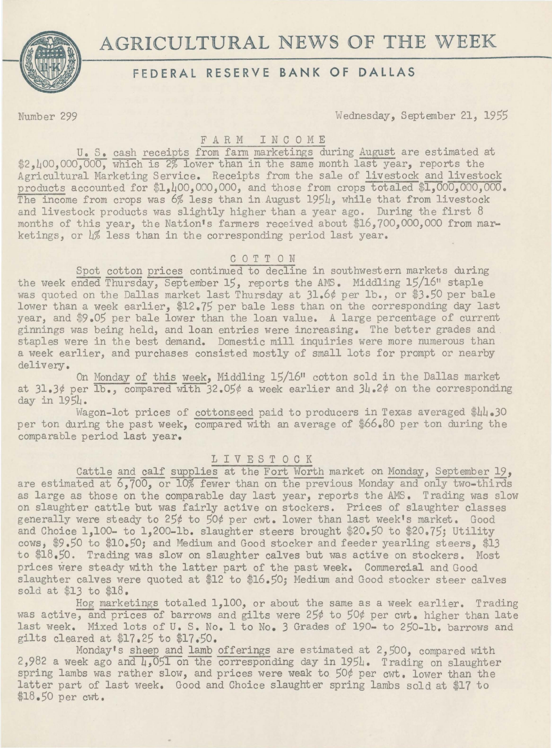# AGRICULTURAL NEWS OF THE WEEK

## FEDERAL RESERVE BANK OF DALLAS

Number 299 Wednesday, September 21, 1955

### FARM INCOME

U. S. cash receipts from farm marketings during August are estimated at $2,400,000,000, which is 2% lower than in the same month last year, reports the Agricultural Marketing Service. Receipts from the sale of livestock and livestock products accounted for $1,400,000,000, and those from crops totaled $1,000,000,000. The income from crops was 6% less than in August 1954, while that from livestock and livestock products was slightly higher than a year ago. During the first 8 months of this year, the Nation's farmers received about $16,700,000,000 from marketings, or 4% less than in the corresponding period last year.

### COTTON

Spot cotton prices continued to decline in southwestern markets during the week ended Thursday, September 15, reports the AMS. Middling 15/16" staple was quoted on the Dallas market last Thursday at 31.6¢ per lb., or $3.50 per bale lower than a week earlier, $12.75 per bale less than on the corresponding day last year, and $9.05 per bale lower than the loan value. A large percentage of current ginnings was being held, and loan entries were increasing. The better grades and staples were in the best demand. Domestic mill inquiries were more numerous than a week earlier, and purchases consisted mostly of small lots for prompt or nearby delivery.

On Monday of this week, Middling 15/16" cotton sold in the Dallas market at 31.3¢ per lb., compared with 32.05¢ a week earlier and 34.2¢ on the corresponding day in 1954.

Wagon-lot prices of cottonseed paid to producers in Texas averaged $44.30 per ton during the past week, compared with an average of $66.80 per ton during the comparable period last year.

### LIVESTOCK

Cattle and calf supplies at the Fort Worth market on Monday, September 19, are estimated at 6,700, or 10% fewer than on the previous Monday and only two-thirds as large as those on the comparable day last year, reports the AMS. Trading was slow on slaughter cattle but was fairly active on stockers. Prices of slaughter classes generally were steady to 25¢ to 50¢ per cwt. lower than last week's market. Good and Choice 1,100- to 1,200-lb. slaughter steers brought $20.50 to $20.75; Utility cows, $9.50 to $10.50; and Medium and Good stocker and feeder yearling steers, $13 to $18.50. Trading was slow on slaughter calves but was active on stockers. Most prices were steady with the latter part of the past week. Commercial and Good slaughter calves were quoted at $12 to $16.50; Medium and Good stocker steer calves sold at $13 to $18.

Hog marketings totaled 1,100, or about the same as a week earlier. Trading was active, and prices of barrows and gilts were 25¢ to 50¢ per cwt. higher than late last week. Mixed lots of U. S. No. 1 to No. 3 Grades of 190- to 250-lb. barrows and gilts cleared at $17.25 to $17.50.

Monday's sheep and lamb offerings are estimated at 2,500, compared with 2,982 a week ago and 4,051 on the corresponding day in 1954. Trading on slaughter spring lambs was rather slow, and prices were weak to 50¢ per cwt. lower than the latter part of last week. Good and Choice slaughter spring lambs sold at $17 to $18.50 per cwt.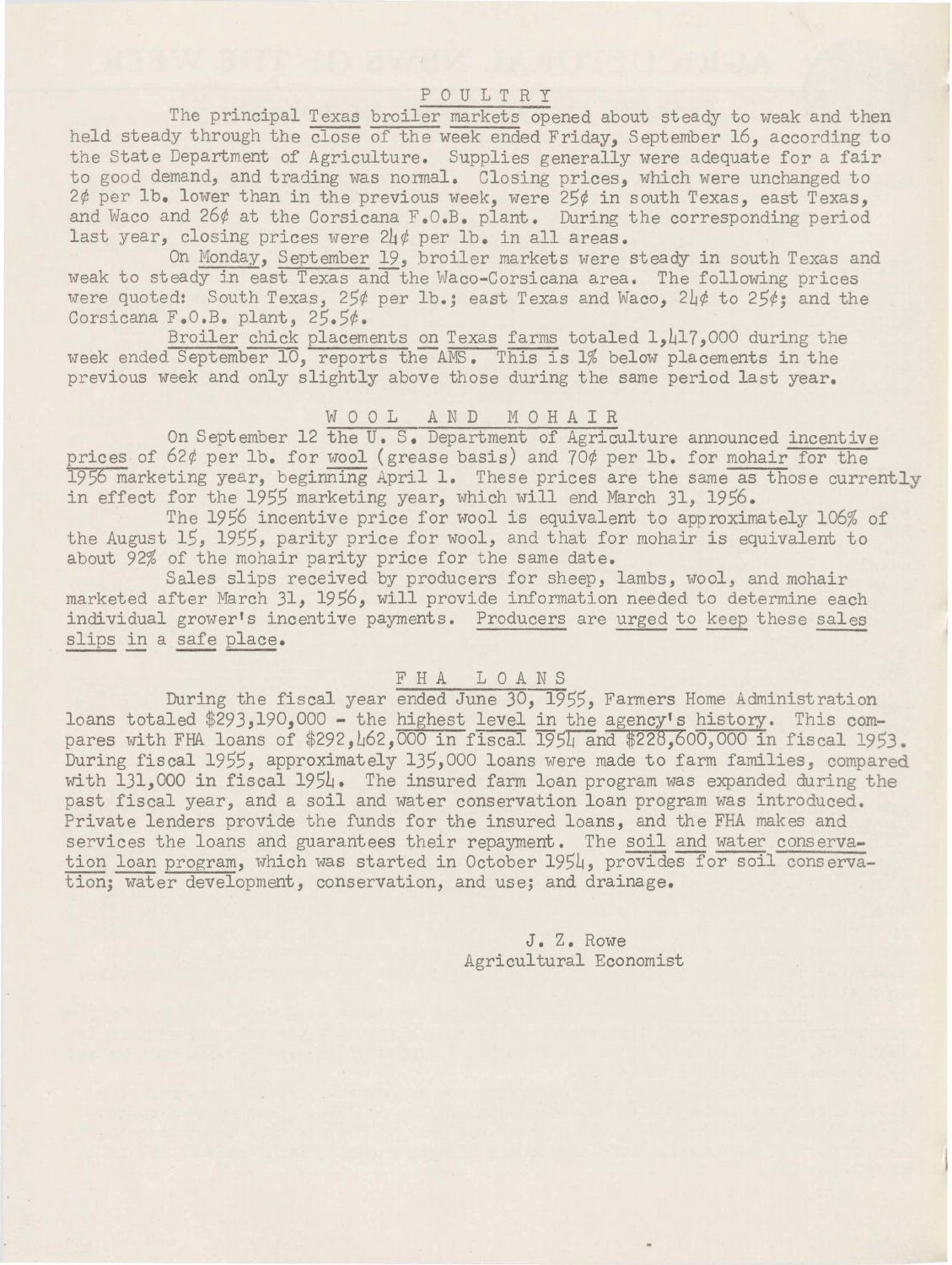## POULTRY

The principal Texas broiler markets opened about steady to weak and then held steady through the close of the week ended Friday, September 16, according to the State Department of Agriculture. Supplies generally were adequate for a fair to good demand, and trading was normal. Closing prices, which were unchanged to 2¢ per lb. lower than in the previous week, were 25¢ in south Texas, east Texas, and Waco and 26¢ at the Corsicana F.O.B. plant. During the corresponding period last year, closing prices were 24¢ per lb. in all areas.

On Monday, September 19, broiler markets were steady in south Texas and weak to steady in east Texas and the Waco-Corsicana area. The following prices were quoted: South Texas, 25¢ per lb.; east Texas and Waco, 24¢ to 25¢; and the Corsicana F.O.B. plant, 25.5¢.

Broiler chick placements on Texas farms totaled 1,417,000 during the week ended September 10, reports the AMS. This is 1% below placements in the previous week and only slightly above those during the same period last year.

## WOOL AND MOHAIR

On September 12 the U. S. Department of Agriculture announced incentive prices of 62¢ per lb. for wool (grease basis) and 70¢ per lb. for mohair for the 1956 marketing year, beginning April 1. These prices are the same as those currently in effect for the 1955 marketing year, which will end March 31, 1956.

The 1956 incentive price for wool is equivalent to approximately 106% of the August 15, 1955, parity price for wool, and that for mohair is equivalent to about 92% of the mohair parity price for the same date.

Sales slips received by producers for sheep, lambs, wool, and mohair marketed after March 31, 1956, will provide information needed to determine each individual grower's incentive payments. Producers are urged to keep these sales slips in a safe place.

## FHA LOANS

During the fiscal year ended June 30, 1955, Farmers Home Administration loans totaled $293,190,000 - the highest level in the agency's history. This compares with FHA loans of $292,462,000 in fiscal 1954 and $228,600,000 in fiscal 1953. During fiscal 1955, approximately 135,000 loans were made to farm families, compared with 131,000 in fiscal 1954. The insured farm loan program was expanded during the past fiscal year, and a soil and water conservation loan program was introduced. Private lenders provide the funds for the insured loans, and the FHA makes and services the loans and guarantees their repayment. The soil and water conservation loan program, which was started in October 1954, provides for soil conservation; water development, conservation, and use; and drainage.

J. Z. Rowe
Agricultural Economist